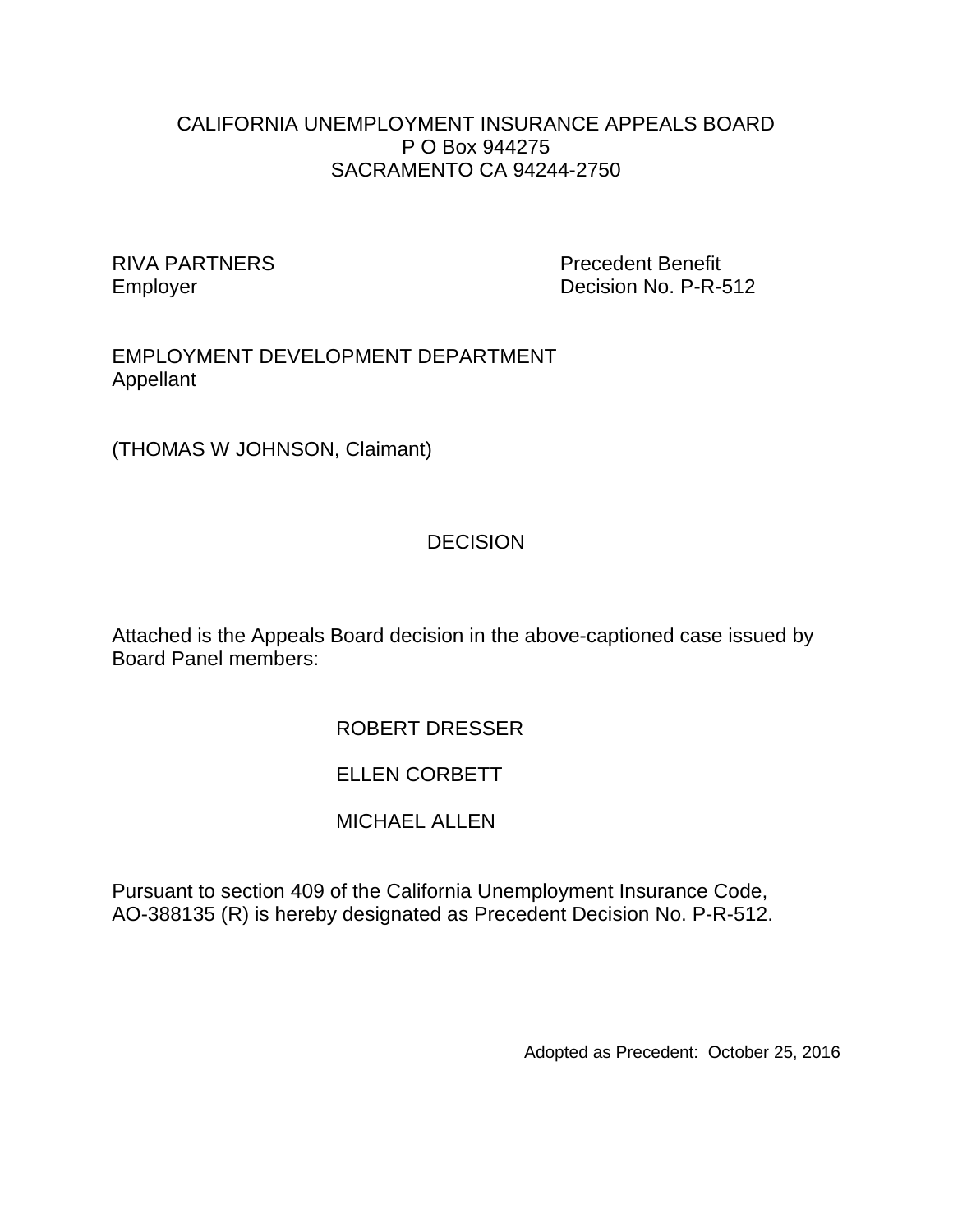CALIFORNIA UNEMPLOYMENT INSURANCE APPEALS BOARD
P O Box 944275
SACRAMENTO CA 94244-2750

RIVA PARTNERS
Employer

Precedent Benefit
Decision No. P-R-512

EMPLOYMENT DEVELOPMENT DEPARTMENT
Appellant

(THOMAS W JOHNSON, Claimant)

# DECISION

Attached is the Appeals Board decision in the above-captioned case issued by Board Panel members:

ROBERT DRESSER

ELLEN CORBETT

MICHAEL ALLEN

Pursuant to section 409 of the California Unemployment Insurance Code, AO-388135 (R) is hereby designated as Precedent Decision No. P-R-512.

Adopted as Precedent: October 25, 2016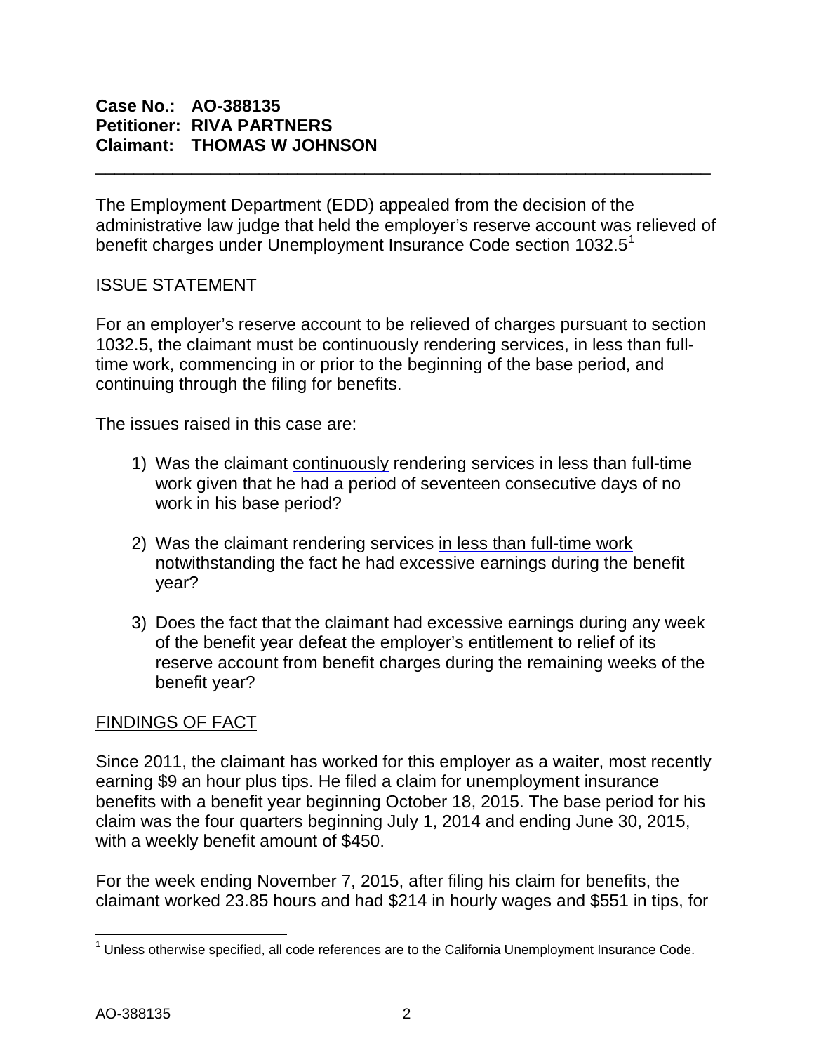**Case No.: AO-388135**
**Petitioner: RIVA PARTNERS**
**Claimant: THOMAS W JOHNSON**

---

The Employment Department (EDD) appealed from the decision of the administrative law judge that held the employer's reserve account was relieved of benefit charges under Unemployment Insurance Code section 1032.5[1]

## ISSUE STATEMENT

For an employer's reserve account to be relieved of charges pursuant to section 1032.5, the claimant must be continuously rendering services, in less than full-time work, commencing in or prior to the beginning of the base period, and continuing through the filing for benefits.

The issues raised in this case are:

1) Was the claimant continuously rendering services in less than full-time work given that he had a period of seventeen consecutive days of no work in his base period?

2) Was the claimant rendering services in less than full-time work notwithstanding the fact he had excessive earnings during the benefit year?

3) Does the fact that the claimant had excessive earnings during any week of the benefit year defeat the employer's entitlement to relief of its reserve account from benefit charges during the remaining weeks of the benefit year?

## FINDINGS OF FACT

Since 2011, the claimant has worked for this employer as a waiter, most recently earning $9 an hour plus tips. He filed a claim for unemployment insurance benefits with a benefit year beginning October 18, 2015. The base period for his claim was the four quarters beginning July 1, 2014 and ending June 30, 2015, with a weekly benefit amount of $450.

For the week ending November 7, 2015, after filing his claim for benefits, the claimant worked 23.85 hours and had $214 in hourly wages and $551 in tips, for

[1] Unless otherwise specified, all code references are to the California Unemployment Insurance Code.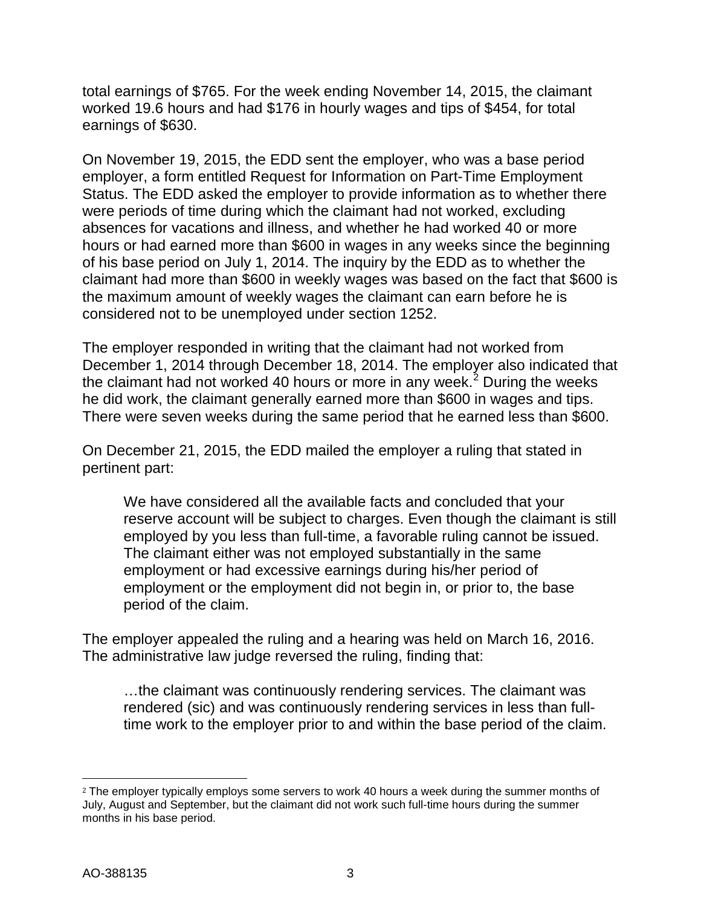total earnings of $765. For the week ending November 14, 2015, the claimant worked 19.6 hours and had $176 in hourly wages and tips of $454, for total earnings of $630.

On November 19, 2015, the EDD sent the employer, who was a base period employer, a form entitled Request for Information on Part-Time Employment Status. The EDD asked the employer to provide information as to whether there were periods of time during which the claimant had not worked, excluding absences for vacations and illness, and whether he had worked 40 or more hours or had earned more than $600 in wages in any weeks since the beginning of his base period on July 1, 2014. The inquiry by the EDD as to whether the claimant had more than $600 in weekly wages was based on the fact that $600 is the maximum amount of weekly wages the claimant can earn before he is considered not to be unemployed under section 1252.

The employer responded in writing that the claimant had not worked from December 1, 2014 through December 18, 2014. The employer also indicated that the claimant had not worked 40 hours or more in any week.[2] During the weeks he did work, the claimant generally earned more than $600 in wages and tips. There were seven weeks during the same period that he earned less than $600.

On December 21, 2015, the EDD mailed the employer a ruling that stated in pertinent part:

> We have considered all the available facts and concluded that your reserve account will be subject to charges. Even though the claimant is still employed by you less than full-time, a favorable ruling cannot be issued. The claimant either was not employed substantially in the same employment or had excessive earnings during his/her period of employment or the employment did not begin in, or prior to, the base period of the claim.

The employer appealed the ruling and a hearing was held on March 16, 2016. The administrative law judge reversed the ruling, finding that:

> …the claimant was continuously rendering services. The claimant was rendered (sic) and was continuously rendering services in less than full-time work to the employer prior to and within the base period of the claim.

---

[2] The employer typically employs some servers to work 40 hours a week during the summer months of July, August and September, but the claimant did not work such full-time hours during the summer months in his base period.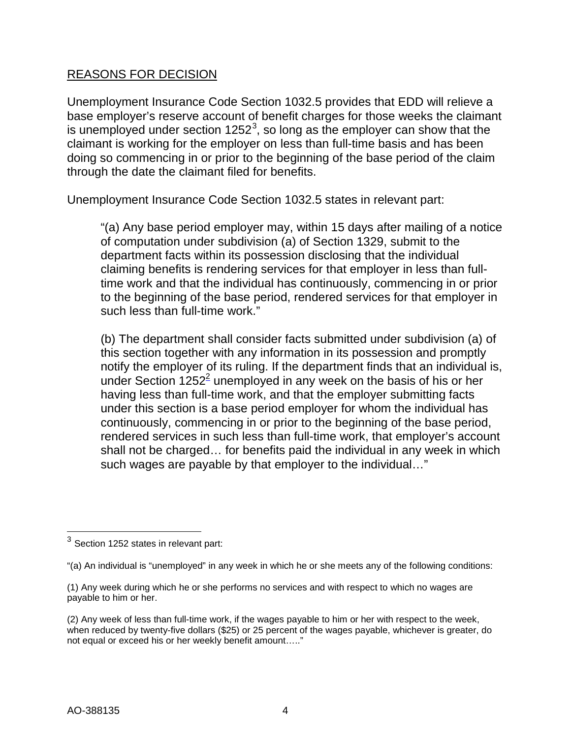## REASONS FOR DECISION

Unemployment Insurance Code Section 1032.5 provides that EDD will relieve a base employer's reserve account of benefit charges for those weeks the claimant is unemployed under section 1252[3], so long as the employer can show that the claimant is working for the employer on less than full-time basis and has been doing so commencing in or prior to the beginning of the base period of the claim through the date the claimant filed for benefits.

Unemployment Insurance Code Section 1032.5 states in relevant part:

> "(a) Any base period employer may, within 15 days after mailing of a notice of computation under subdivision (a) of Section 1329, submit to the department facts within its possession disclosing that the individual claiming benefits is rendering services for that employer in less than full-time work and that the individual has continuously, commencing in or prior to the beginning of the base period, rendered services for that employer in such less than full-time work."
>
> (b) The department shall consider facts submitted under subdivision (a) of this section together with any information in its possession and promptly notify the employer of its ruling. If the department finds that an individual is, under Section 1252[2] unemployed in any week on the basis of his or her having less than full-time work, and that the employer submitting facts under this section is a base period employer for whom the individual has continuously, commencing in or prior to the beginning of the base period, rendered services in such less than full-time work, that employer's account shall not be charged… for benefits paid the individual in any week in which such wages are payable by that employer to the individual…"

---

[3] Section 1252 states in relevant part:

"(a) An individual is "unemployed" in any week in which he or she meets any of the following conditions:

(1) Any week during which he or she performs no services and with respect to which no wages are payable to him or her.

(2) Any week of less than full-time work, if the wages payable to him or her with respect to the week, when reduced by twenty-five dollars ($25) or 25 percent of the wages payable, whichever is greater, do not equal or exceed his or her weekly benefit amount….."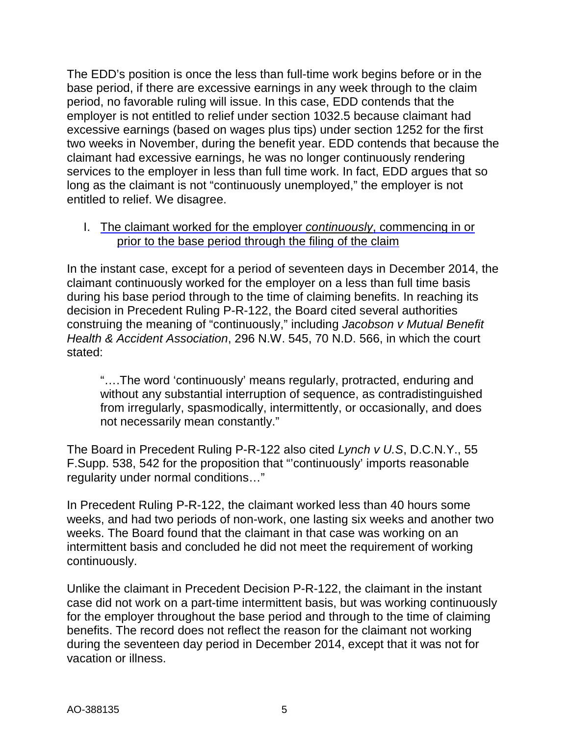The EDD's position is once the less than full-time work begins before or in the base period, if there are excessive earnings in any week through to the claim period, no favorable ruling will issue. In this case, EDD contends that the employer is not entitled to relief under section 1032.5 because claimant had excessive earnings (based on wages plus tips) under section 1252 for the first two weeks in November, during the benefit year. EDD contends that because the claimant had excessive earnings, he was no longer continuously rendering services to the employer in less than full time work. In fact, EDD argues that so long as the claimant is not "continuously unemployed," the employer is not entitled to relief. We disagree.

## I. The claimant worked for the employer *continuously*, commencing in or prior to the base period through the filing of the claim

In the instant case, except for a period of seventeen days in December 2014, the claimant continuously worked for the employer on a less than full time basis during his base period through to the time of claiming benefits. In reaching its decision in Precedent Ruling P-R-122, the Board cited several authorities construing the meaning of "continuously," including *Jacobson v Mutual Benefit Health & Accident Association*, 296 N.W. 545, 70 N.D. 566, in which the court stated:

> ".…The word 'continuously' means regularly, protracted, enduring and without any substantial interruption of sequence, as contradistinguished from irregularly, spasmodically, intermittently, or occasionally, and does not necessarily mean constantly."

The Board in Precedent Ruling P-R-122 also cited *Lynch v U.S*, D.C.N.Y., 55 F.Supp. 538, 542 for the proposition that "'continuously' imports reasonable regularity under normal conditions…"

In Precedent Ruling P-R-122, the claimant worked less than 40 hours some weeks, and had two periods of non-work, one lasting six weeks and another two weeks. The Board found that the claimant in that case was working on an intermittent basis and concluded he did not meet the requirement of working continuously.

Unlike the claimant in Precedent Decision P-R-122, the claimant in the instant case did not work on a part-time intermittent basis, but was working continuously for the employer throughout the base period and through to the time of claiming benefits. The record does not reflect the reason for the claimant not working during the seventeen day period in December 2014, except that it was not for vacation or illness.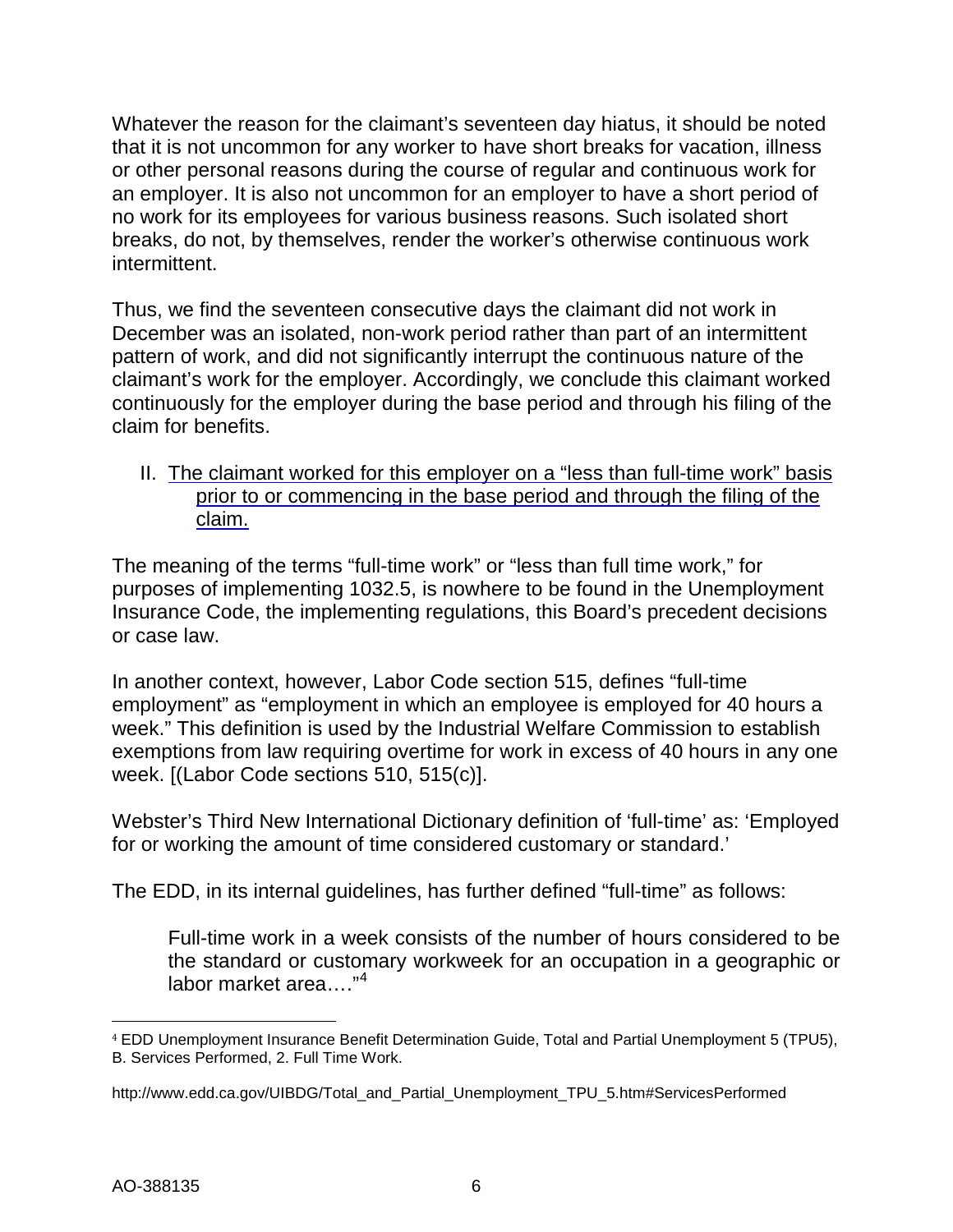Whatever the reason for the claimant's seventeen day hiatus, it should be noted that it is not uncommon for any worker to have short breaks for vacation, illness or other personal reasons during the course of regular and continuous work for an employer. It is also not uncommon for an employer to have a short period of no work for its employees for various business reasons. Such isolated short breaks, do not, by themselves, render the worker's otherwise continuous work intermittent.

Thus, we find the seventeen consecutive days the claimant did not work in December was an isolated, non-work period rather than part of an intermittent pattern of work, and did not significantly interrupt the continuous nature of the claimant's work for the employer. Accordingly, we conclude this claimant worked continuously for the employer during the base period and through his filing of the claim for benefits.

II. <u>The claimant worked for this employer on a "less than full-time work" basis prior to or commencing in the base period and through the filing of the claim.</u>

The meaning of the terms "full-time work" or "less than full time work," for purposes of implementing 1032.5, is nowhere to be found in the Unemployment Insurance Code, the implementing regulations, this Board's precedent decisions or case law.

In another context, however, Labor Code section 515, defines "full-time employment" as "employment in which an employee is employed for 40 hours a week." This definition is used by the Industrial Welfare Commission to establish exemptions from law requiring overtime for work in excess of 40 hours in any one week. [(Labor Code sections 510, 515(c)].

Webster's Third New International Dictionary definition of 'full-time' as: 'Employed for or working the amount of time considered customary or standard.'

The EDD, in its internal guidelines, has further defined "full-time" as follows:

> Full-time work in a week consists of the number of hours considered to be the standard or customary workweek for an occupation in a geographic or labor market area…."[4]

---

[4] EDD Unemployment Insurance Benefit Determination Guide, Total and Partial Unemployment 5 (TPU5), B. Services Performed, 2. Full Time Work.

http://www.edd.ca.gov/UIBDG/Total_and_Partial_Unemployment_TPU_5.htm#ServicesPerformed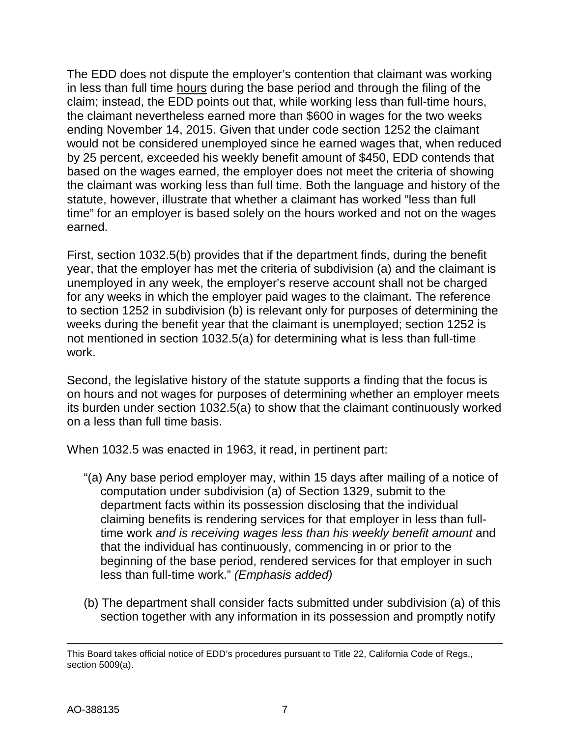The EDD does not dispute the employer's contention that claimant was working in less than full time hours during the base period and through the filing of the claim; instead, the EDD points out that, while working less than full-time hours, the claimant nevertheless earned more than $600 in wages for the two weeks ending November 14, 2015. Given that under code section 1252 the claimant would not be considered unemployed since he earned wages that, when reduced by 25 percent, exceeded his weekly benefit amount of $450, EDD contends that based on the wages earned, the employer does not meet the criteria of showing the claimant was working less than full time. Both the language and history of the statute, however, illustrate that whether a claimant has worked "less than full time" for an employer is based solely on the hours worked and not on the wages earned.

First, section 1032.5(b) provides that if the department finds, during the benefit year, that the employer has met the criteria of subdivision (a) and the claimant is unemployed in any week, the employer's reserve account shall not be charged for any weeks in which the employer paid wages to the claimant. The reference to section 1252 in subdivision (b) is relevant only for purposes of determining the weeks during the benefit year that the claimant is unemployed; section 1252 is not mentioned in section 1032.5(a) for determining what is less than full-time work.

Second, the legislative history of the statute supports a finding that the focus is on hours and not wages for purposes of determining whether an employer meets its burden under section 1032.5(a) to show that the claimant continuously worked on a less than full time basis.

When 1032.5 was enacted in 1963, it read, in pertinent part:

> "(a) Any base period employer may, within 15 days after mailing of a notice of computation under subdivision (a) of Section 1329, submit to the department facts within its possession disclosing that the individual claiming benefits is rendering services for that employer in less than full-time work *and is receiving wages less than his weekly benefit amount* and that the individual has continuously, commencing in or prior to the beginning of the base period, rendered services for that employer in such less than full-time work." *(Emphasis added)*
>
> (b) The department shall consider facts submitted under subdivision (a) of this section together with any information in its possession and promptly notify

---

This Board takes official notice of EDD's procedures pursuant to Title 22, California Code of Regs., section 5009(a).

AO-388135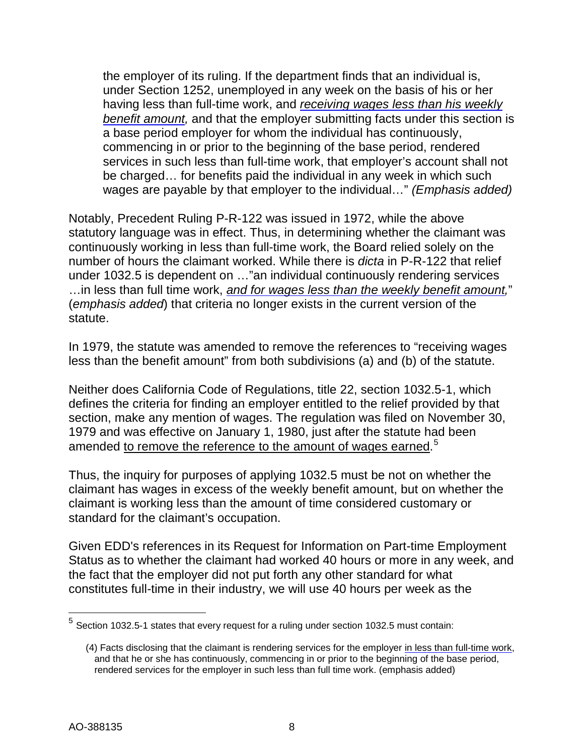> the employer of its ruling. If the department finds that an individual is, under Section 1252, unemployed in any week on the basis of his or her having less than full-time work, and *receiving wages less than his weekly benefit amount,* and that the employer submitting facts under this section is a base period employer for whom the individual has continuously, commencing in or prior to the beginning of the base period, rendered services in such less than full-time work, that employer's account shall not be charged… for benefits paid the individual in any week in which such wages are payable by that employer to the individual…" *(Emphasis added)*

Notably, Precedent Ruling P-R-122 was issued in 1972, while the above statutory language was in effect. Thus, in determining whether the claimant was continuously working in less than full-time work, the Board relied solely on the number of hours the claimant worked. While there is *dicta* in P-R-122 that relief under 1032.5 is dependent on …"an individual continuously rendering services …in less than full time work, *and for wages less than the weekly benefit amount,*" (*emphasis added*) that criteria no longer exists in the current version of the statute.

In 1979, the statute was amended to remove the references to "receiving wages less than the benefit amount" from both subdivisions (a) and (b) of the statute.

Neither does California Code of Regulations, title 22, section 1032.5-1, which defines the criteria for finding an employer entitled to the relief provided by that section, make any mention of wages. The regulation was filed on November 30, 1979 and was effective on January 1, 1980, just after the statute had been amended to remove the reference to the amount of wages earned.[5]

Thus, the inquiry for purposes of applying 1032.5 must be not on whether the claimant has wages in excess of the weekly benefit amount, but on whether the claimant is working less than the amount of time considered customary or standard for the claimant's occupation.

Given EDD's references in its Request for Information on Part-time Employment Status as to whether the claimant had worked 40 hours or more in any week, and the fact that the employer did not put forth any other standard for what constitutes full-time in their industry, we will use 40 hours per week as the

---

[5] Section 1032.5-1 states that every request for a ruling under section 1032.5 must contain:

> (4) Facts disclosing that the claimant is rendering services for the employer in less than full-time work, and that he or she has continuously, commencing in or prior to the beginning of the base period, rendered services for the employer in such less than full time work. (emphasis added)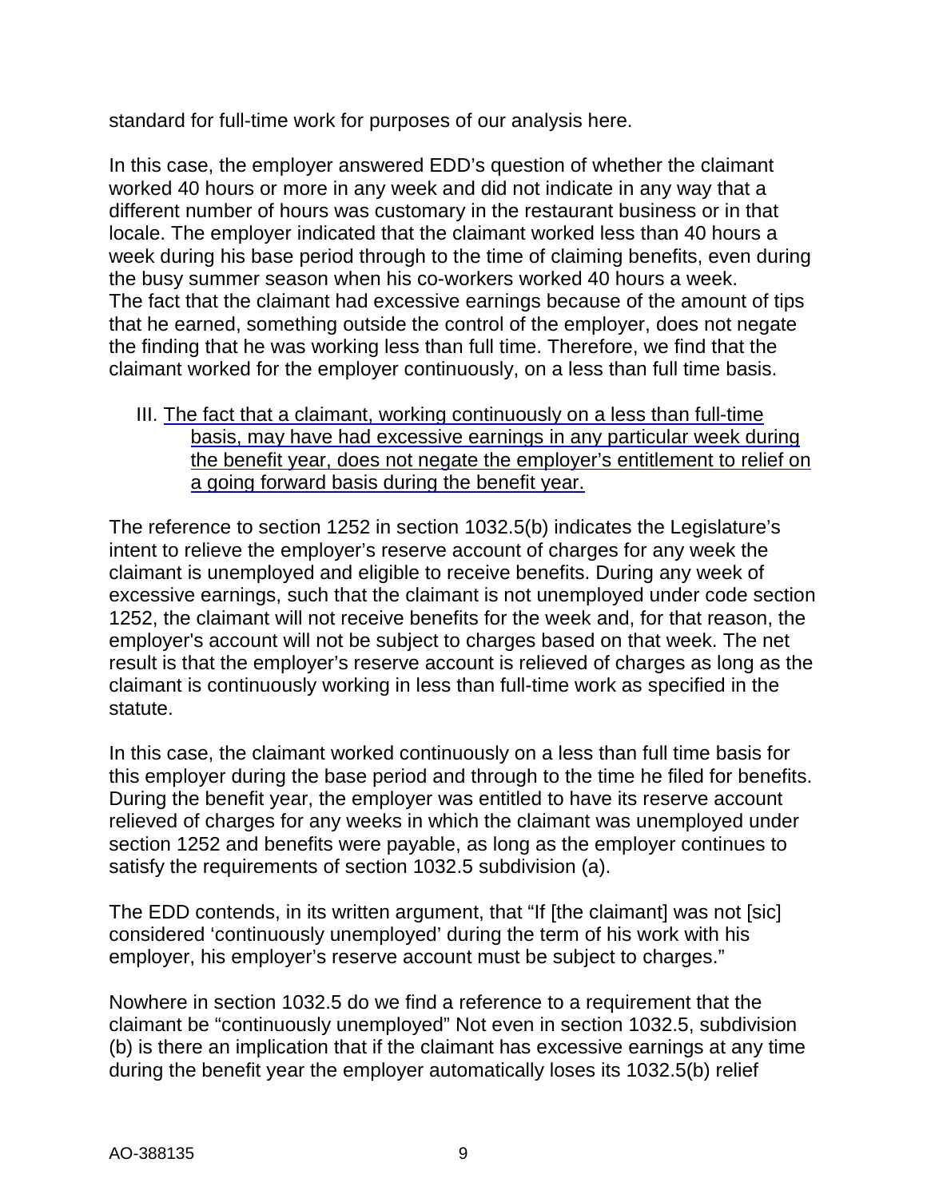standard for full-time work for purposes of our analysis here.

In this case, the employer answered EDD's question of whether the claimant worked 40 hours or more in any week and did not indicate in any way that a different number of hours was customary in the restaurant business or in that locale. The employer indicated that the claimant worked less than 40 hours a week during his base period through to the time of claiming benefits, even during the busy summer season when his co-workers worked 40 hours a week. The fact that the claimant had excessive earnings because of the amount of tips that he earned, something outside the control of the employer, does not negate the finding that he was working less than full time. Therefore, we find that the claimant worked for the employer continuously, on a less than full time basis.

III. The fact that a claimant, working continuously on a less than full-time basis, may have had excessive earnings in any particular week during the benefit year, does not negate the employer's entitlement to relief on a going forward basis during the benefit year.

The reference to section 1252 in section 1032.5(b) indicates the Legislature's intent to relieve the employer's reserve account of charges for any week the claimant is unemployed and eligible to receive benefits. During any week of excessive earnings, such that the claimant is not unemployed under code section 1252, the claimant will not receive benefits for the week and, for that reason, the employer's account will not be subject to charges based on that week. The net result is that the employer's reserve account is relieved of charges as long as the claimant is continuously working in less than full-time work as specified in the statute.

In this case, the claimant worked continuously on a less than full time basis for this employer during the base period and through to the time he filed for benefits. During the benefit year, the employer was entitled to have its reserve account relieved of charges for any weeks in which the claimant was unemployed under section 1252 and benefits were payable, as long as the employer continues to satisfy the requirements of section 1032.5 subdivision (a).

The EDD contends, in its written argument, that "If [the claimant] was not [sic] considered 'continuously unemployed' during the term of his work with his employer, his employer's reserve account must be subject to charges."

Nowhere in section 1032.5 do we find a reference to a requirement that the claimant be "continuously unemployed" Not even in section 1032.5, subdivision (b) is there an implication that if the claimant has excessive earnings at any time during the benefit year the employer automatically loses its 1032.5(b) relief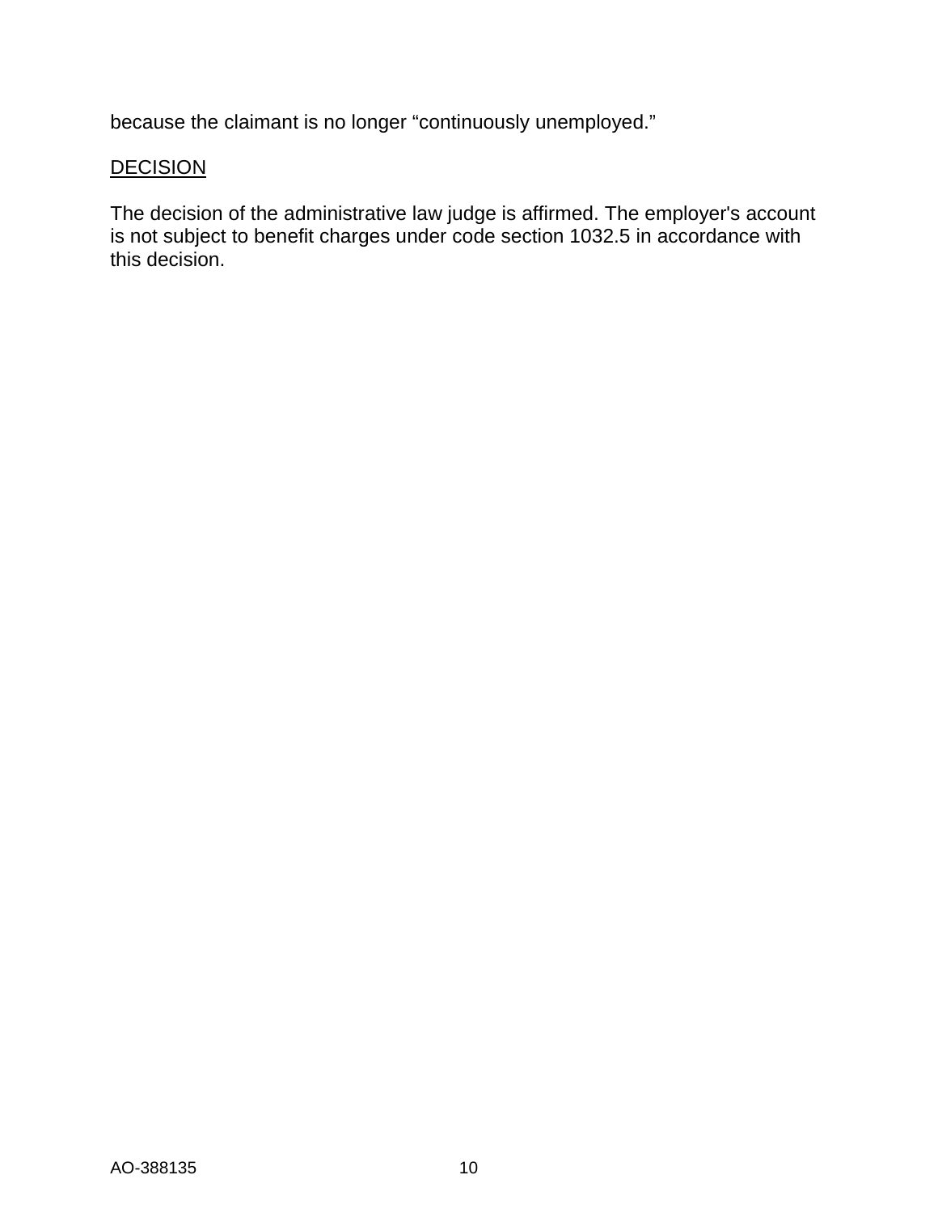because the claimant is no longer “continuously unemployed.”

DECISION

The decision of the administrative law judge is affirmed. The employer's account is not subject to benefit charges under code section 1032.5 in accordance with this decision.